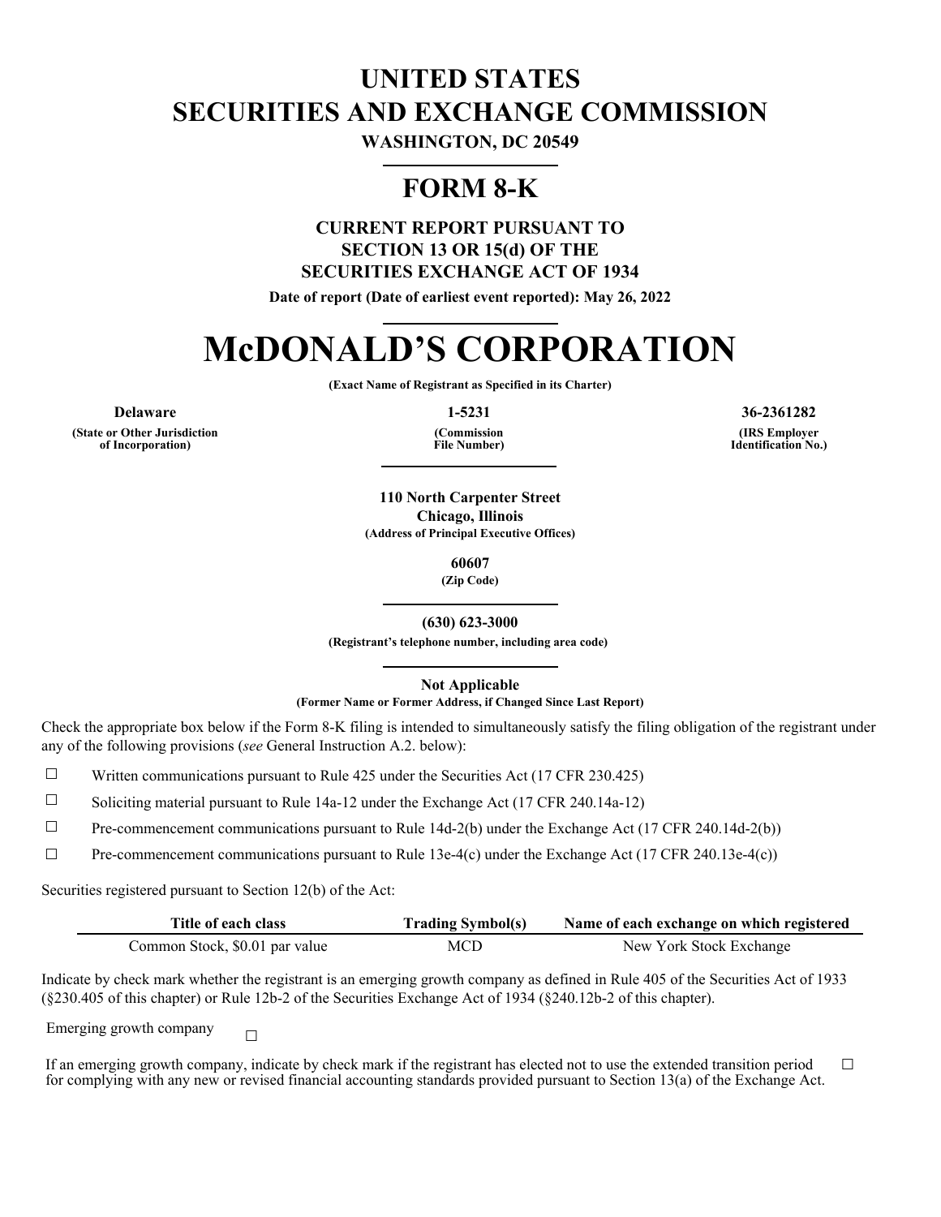# UNITED STATES
# SECURITIES AND EXCHANGE COMMISSION

**WASHINGTON, DC 20549**

## FORM 8-K

**CURRENT REPORT PURSUANT TO**
**SECTION 13 OR 15(d) OF THE**
**SECURITIES EXCHANGE ACT OF 1934**

**Date of report (Date of earliest event reported): May 26, 2022**

# McDONALD'S CORPORATION

**(Exact Name of Registrant as Specified in its Charter)**

| **Delaware** | **1-5231** | **36-2361282** |
|---|---|---|
| **(State or Other Jurisdiction of Incorporation)** | **(Commission File Number)** | **(IRS Employer Identification No.)** |

**110 North Carpenter Street**
**Chicago, Illinois**
**(Address of Principal Executive Offices)**

**60607**
**(Zip Code)**

**(630) 623-3000**
**(Registrant's telephone number, including area code)**

**Not Applicable**
**(Former Name or Former Address, if Changed Since Last Report)**

Check the appropriate box below if the Form 8-K filing is intended to simultaneously satisfy the filing obligation of the registrant under any of the following provisions (*see* General Instruction A.2. below):

☐ Written communications pursuant to Rule 425 under the Securities Act (17 CFR 230.425)

☐ Soliciting material pursuant to Rule 14a-12 under the Exchange Act (17 CFR 240.14a-12)

☐ Pre-commencement communications pursuant to Rule 14d-2(b) under the Exchange Act (17 CFR 240.14d-2(b))

☐ Pre-commencement communications pursuant to Rule 13e-4(c) under the Exchange Act (17 CFR 240.13e-4(c))

Securities registered pursuant to Section 12(b) of the Act:

| Title of each class | Trading Symbol(s) | Name of each exchange on which registered |
|---|---|---|
| Common Stock, $0.01 par value | MCD | New York Stock Exchange |

Indicate by check mark whether the registrant is an emerging growth company as defined in Rule 405 of the Securities Act of 1933 (§230.405 of this chapter) or Rule 12b-2 of the Securities Exchange Act of 1934 (§240.12b-2 of this chapter).

Emerging growth company ☐

If an emerging growth company, indicate by check mark if the registrant has elected not to use the extended transition period for complying with any new or revised financial accounting standards provided pursuant to Section 13(a) of the Exchange Act. ☐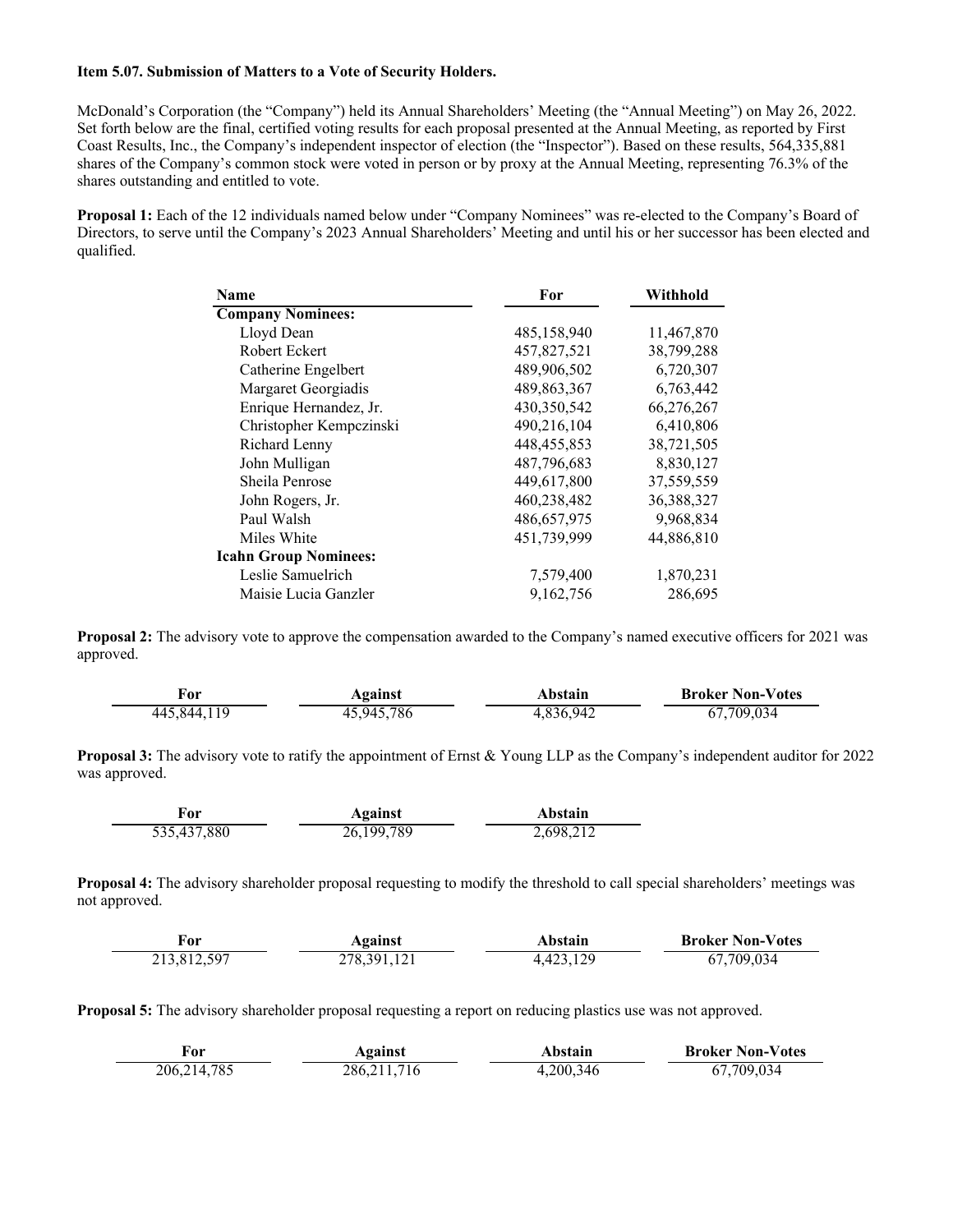**Item 5.07. Submission of Matters to a Vote of Security Holders.**

McDonald's Corporation (the "Company") held its Annual Shareholders' Meeting (the "Annual Meeting") on May 26, 2022. Set forth below are the final, certified voting results for each proposal presented at the Annual Meeting, as reported by First Coast Results, Inc., the Company's independent inspector of election (the "Inspector"). Based on these results, 564,335,881 shares of the Company's common stock were voted in person or by proxy at the Annual Meeting, representing 76.3% of the shares outstanding and entitled to vote.

**Proposal 1:** Each of the 12 individuals named below under "Company Nominees" was re-elected to the Company's Board of Directors, to serve until the Company's 2023 Annual Shareholders' Meeting and until his or her successor has been elected and qualified.

| Name | For | Withhold |
|---|---|---|
| **Company Nominees:** | | |
| Lloyd Dean | 485,158,940 | 11,467,870 |
| Robert Eckert | 457,827,521 | 38,799,288 |
| Catherine Engelbert | 489,906,502 | 6,720,307 |
| Margaret Georgiadis | 489,863,367 | 6,763,442 |
| Enrique Hernandez, Jr. | 430,350,542 | 66,276,267 |
| Christopher Kempczinski | 490,216,104 | 6,410,806 |
| Richard Lenny | 448,455,853 | 38,721,505 |
| John Mulligan | 487,796,683 | 8,830,127 |
| Sheila Penrose | 449,617,800 | 37,559,559 |
| John Rogers, Jr. | 460,238,482 | 36,388,327 |
| Paul Walsh | 486,657,975 | 9,968,834 |
| Miles White | 451,739,999 | 44,886,810 |
| **Icahn Group Nominees:** | | |
| Leslie Samuelrich | 7,579,400 | 1,870,231 |
| Maisie Lucia Ganzler | 9,162,756 | 286,695 |

**Proposal 2:** The advisory vote to approve the compensation awarded to the Company's named executive officers for 2021 was approved.

| For | Against | Abstain | Broker Non-Votes |
|---|---|---|---|
| 445,844,119 | 45,945,786 | 4,836,942 | 67,709,034 |

**Proposal 3:** The advisory vote to ratify the appointment of Ernst & Young LLP as the Company's independent auditor for 2022 was approved.

| For | Against | Abstain |
|---|---|---|
| 535,437,880 | 26,199,789 | 2,698,212 |

**Proposal 4:** The advisory shareholder proposal requesting to modify the threshold to call special shareholders' meetings was not approved.

| For | Against | Abstain | Broker Non-Votes |
|---|---|---|---|
| 213,812,597 | 278,391,121 | 4,423,129 | 67,709,034 |

**Proposal 5:** The advisory shareholder proposal requesting a report on reducing plastics use was not approved.

| For | Against | Abstain | Broker Non-Votes |
|---|---|---|---|
| 206,214,785 | 286,211,716 | 4,200,346 | 67,709,034 |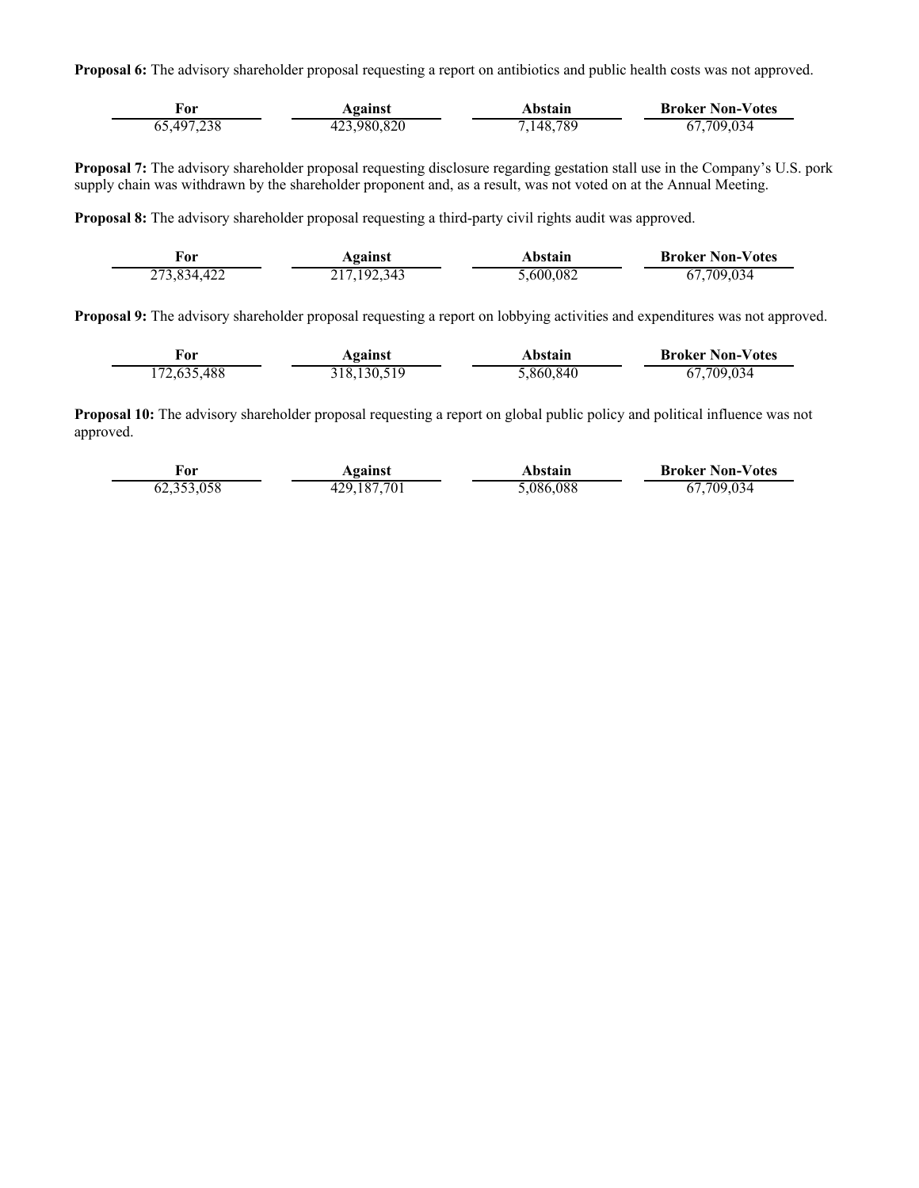**Proposal 6:** The advisory shareholder proposal requesting a report on antibiotics and public health costs was not approved.

| For | Against | Abstain | Broker Non-Votes |
| --- | --- | --- | --- |
| 65,497,238 | 423,980,820 | 7,148,789 | 67,709,034 |

**Proposal 7:** The advisory shareholder proposal requesting disclosure regarding gestation stall use in the Company's U.S. pork supply chain was withdrawn by the shareholder proponent and, as a result, was not voted on at the Annual Meeting.

**Proposal 8:** The advisory shareholder proposal requesting a third-party civil rights audit was approved.

| For | Against | Abstain | Broker Non-Votes |
| --- | --- | --- | --- |
| 273,834,422 | 217,192,343 | 5,600,082 | 67,709,034 |

**Proposal 9:** The advisory shareholder proposal requesting a report on lobbying activities and expenditures was not approved.

| For | Against | Abstain | Broker Non-Votes |
| --- | --- | --- | --- |
| 172,635,488 | 318,130,519 | 5,860,840 | 67,709,034 |

**Proposal 10:** The advisory shareholder proposal requesting a report on global public policy and political influence was not approved.

| For | Against | Abstain | Broker Non-Votes |
| --- | --- | --- | --- |
| 62,353,058 | 429,187,701 | 5,086,088 | 67,709,034 |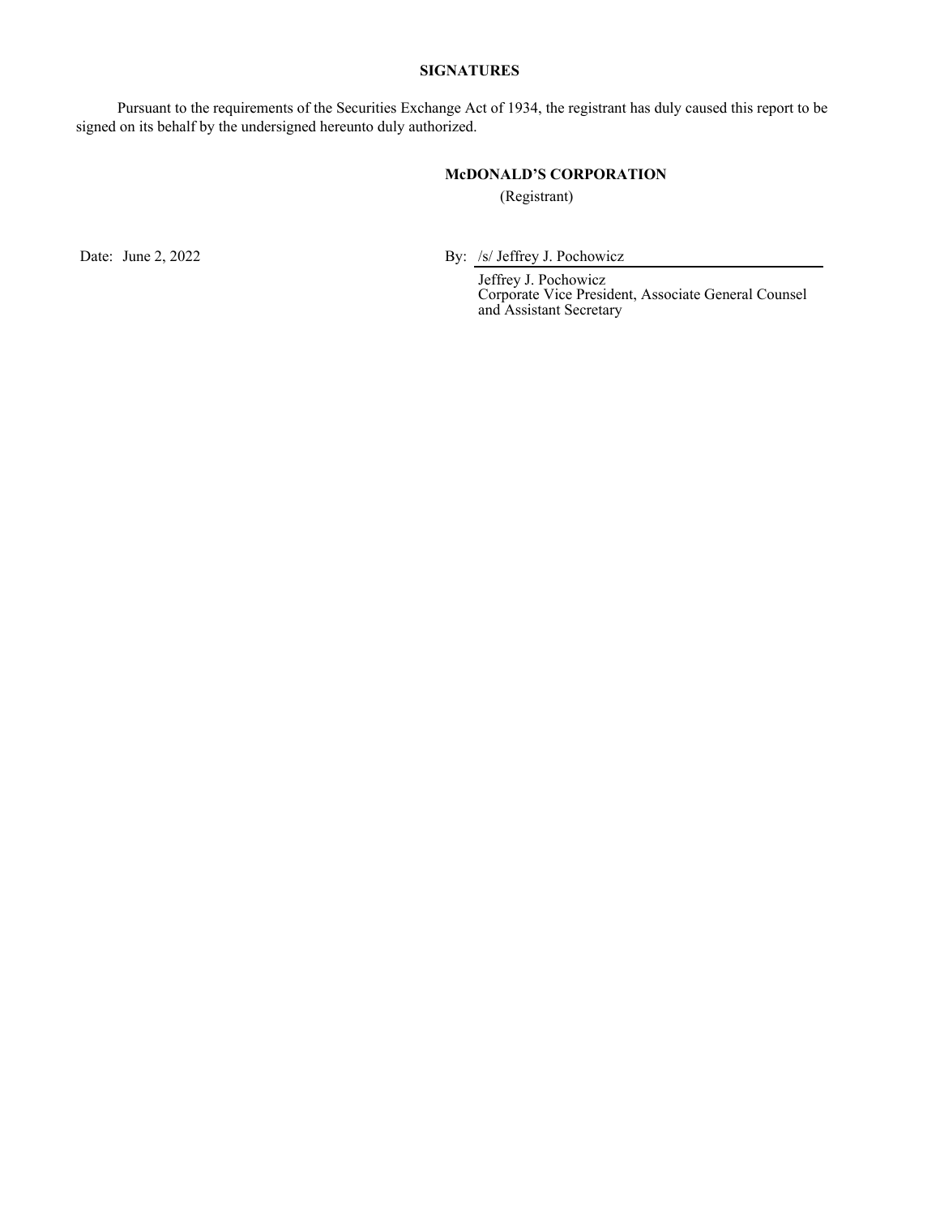## SIGNATURES

Pursuant to the requirements of the Securities Exchange Act of 1934, the registrant has duly caused this report to be signed on its behalf by the undersigned hereunto duly authorized.

**McDONALD'S CORPORATION**
(Registrant)

Date: June 2, 2022

By: /s/ Jeffrey J. Pochowicz

Jeffrey J. Pochowicz
Corporate Vice President, Associate General Counsel and Assistant Secretary